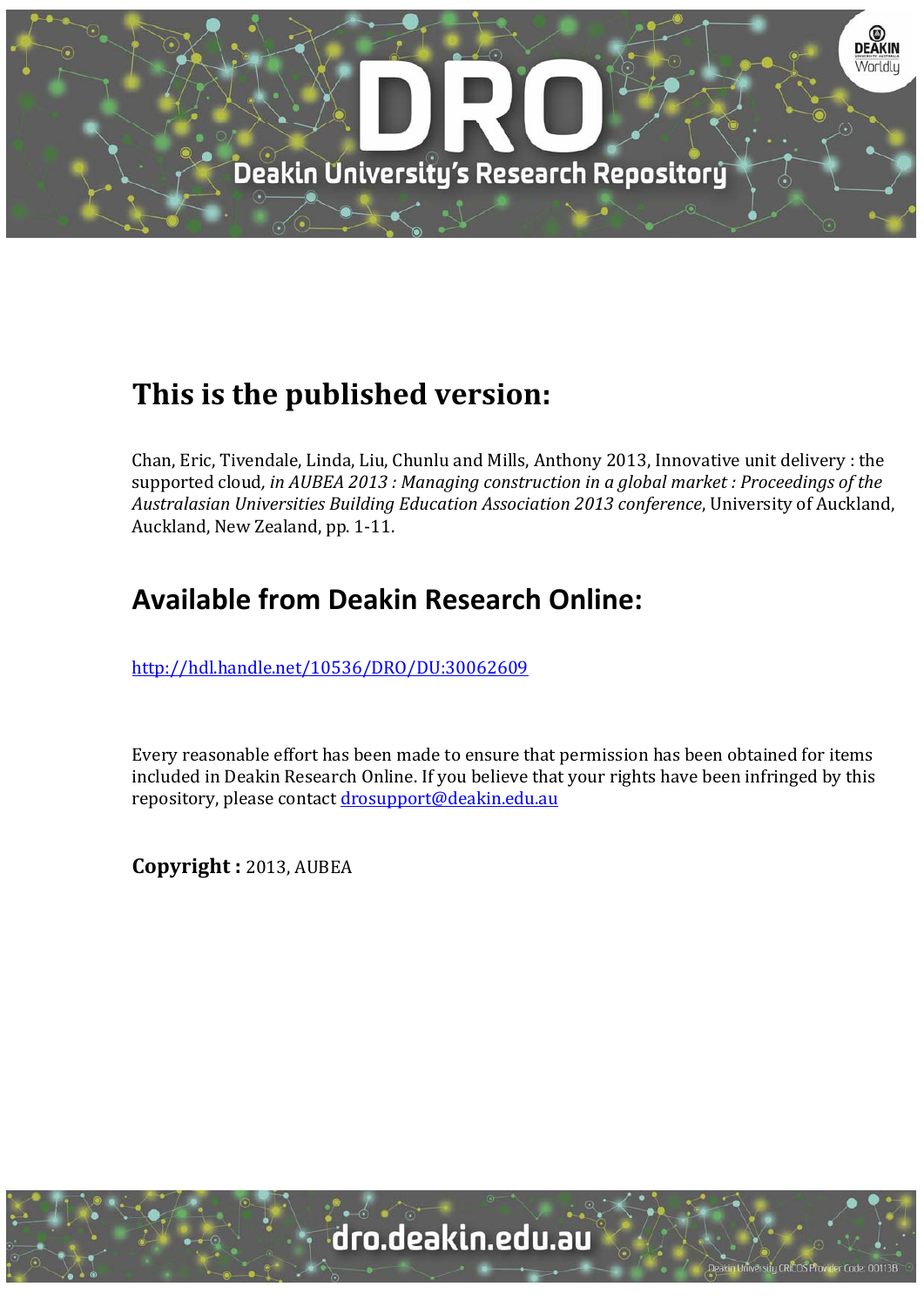# This is the published version:

Chan, Eric, Tivendale, Linda, Liu, Chunlu and Mills, Anthony 2013, Innovative unit delivery : the supported cloud*, in AUBEA 2013 : Managing construction in a global market : Proceedings of the Australasian Universities Building Education Association 2013 conference*, University of Auckland, Auckland, New Zealand, pp. 1-11.

## Available from Deakin Research Online:

http://hdl.handle.net/10536/DRO/DU:30062609

Every reasonable effort has been made to ensure that permission has been obtained for items included in Deakin Research Online. If you believe that your rights have been infringed by this repository, please contact drosupport@deakin.edu.au

**Copyright :** 2013, AUBEA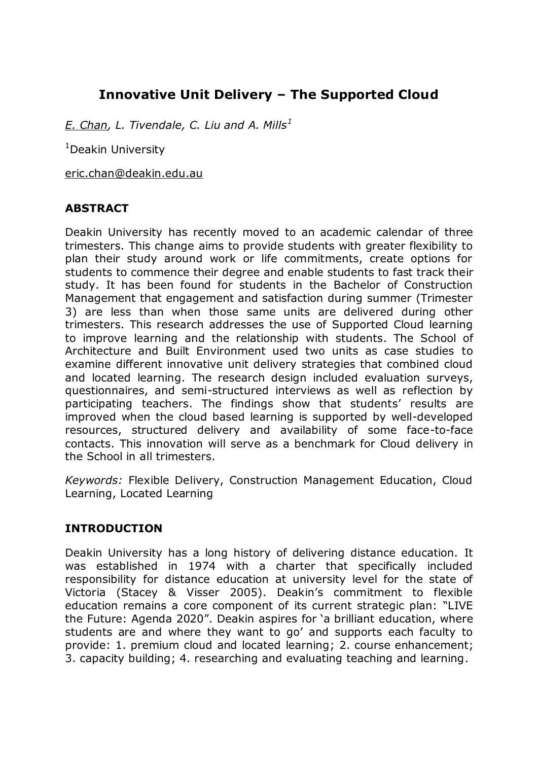# Innovative Unit Delivery – The Supported Cloud

_E. Chan_, _L. Tivendale, C. Liu and A. Mills_[1]

[1]Deakin University

eric.chan@deakin.edu.au

## ABSTRACT

Deakin University has recently moved to an academic calendar of three trimesters. This change aims to provide students with greater flexibility to plan their study around work or life commitments, create options for students to commence their degree and enable students to fast track their study. It has been found for students in the Bachelor of Construction Management that engagement and satisfaction during summer (Trimester 3) are less than when those same units are delivered during other trimesters. This research addresses the use of Supported Cloud learning to improve learning and the relationship with students. The School of Architecture and Built Environment used two units as case studies to examine different innovative unit delivery strategies that combined cloud and located learning. The research design included evaluation surveys, questionnaires, and semi-structured interviews as well as reflection by participating teachers. The findings show that students' results are improved when the cloud based learning is supported by well-developed resources, structured delivery and availability of some face-to-face contacts. This innovation will serve as a benchmark for Cloud delivery in the School in all trimesters.

*Keywords:* Flexible Delivery, Construction Management Education, Cloud Learning, Located Learning

## INTRODUCTION

Deakin University has a long history of delivering distance education. It was established in 1974 with a charter that specifically included responsibility for distance education at university level for the state of Victoria (Stacey & Visser 2005). Deakin's commitment to flexible education remains a core component of its current strategic plan: "LIVE the Future: Agenda 2020". Deakin aspires for 'a brilliant education, where students are and where they want to go' and supports each faculty to provide: 1. premium cloud and located learning; 2. course enhancement; 3. capacity building; 4. researching and evaluating teaching and learning.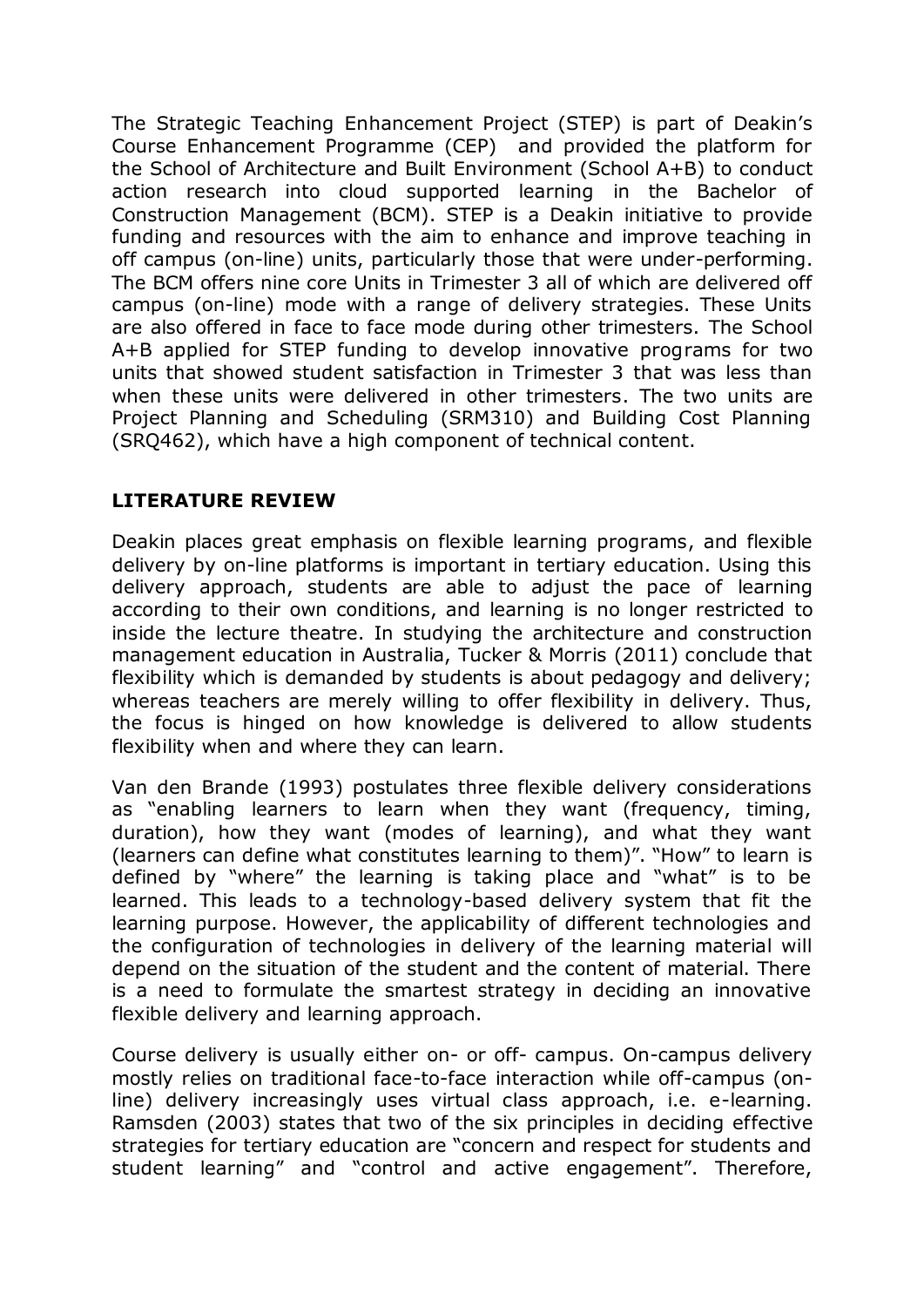The Strategic Teaching Enhancement Project (STEP) is part of Deakin's Course Enhancement Programme (CEP) and provided the platform for the School of Architecture and Built Environment (School A+B) to conduct action research into cloud supported learning in the Bachelor of Construction Management (BCM). STEP is a Deakin initiative to provide funding and resources with the aim to enhance and improve teaching in off campus (on-line) units, particularly those that were under-performing. The BCM offers nine core Units in Trimester 3 all of which are delivered off campus (on-line) mode with a range of delivery strategies. These Units are also offered in face to face mode during other trimesters. The School A+B applied for STEP funding to develop innovative programs for two units that showed student satisfaction in Trimester 3 that was less than when these units were delivered in other trimesters. The two units are Project Planning and Scheduling (SRM310) and Building Cost Planning (SRQ462), which have a high component of technical content.

## LITERATURE REVIEW

Deakin places great emphasis on flexible learning programs, and flexible delivery by on-line platforms is important in tertiary education. Using this delivery approach, students are able to adjust the pace of learning according to their own conditions, and learning is no longer restricted to inside the lecture theatre. In studying the architecture and construction management education in Australia, Tucker & Morris (2011) conclude that flexibility which is demanded by students is about pedagogy and delivery; whereas teachers are merely willing to offer flexibility in delivery. Thus, the focus is hinged on how knowledge is delivered to allow students flexibility when and where they can learn.

Van den Brande (1993) postulates three flexible delivery considerations as "enabling learners to learn when they want (frequency, timing, duration), how they want (modes of learning), and what they want (learners can define what constitutes learning to them)". "How" to learn is defined by "where" the learning is taking place and "what" is to be learned. This leads to a technology-based delivery system that fit the learning purpose. However, the applicability of different technologies and the configuration of technologies in delivery of the learning material will depend on the situation of the student and the content of material. There is a need to formulate the smartest strategy in deciding an innovative flexible delivery and learning approach.

Course delivery is usually either on- or off- campus. On-campus delivery mostly relies on traditional face-to-face interaction while off-campus (on-line) delivery increasingly uses virtual class approach, i.e. e-learning. Ramsden (2003) states that two of the six principles in deciding effective strategies for tertiary education are "concern and respect for students and student learning" and "control and active engagement". Therefore,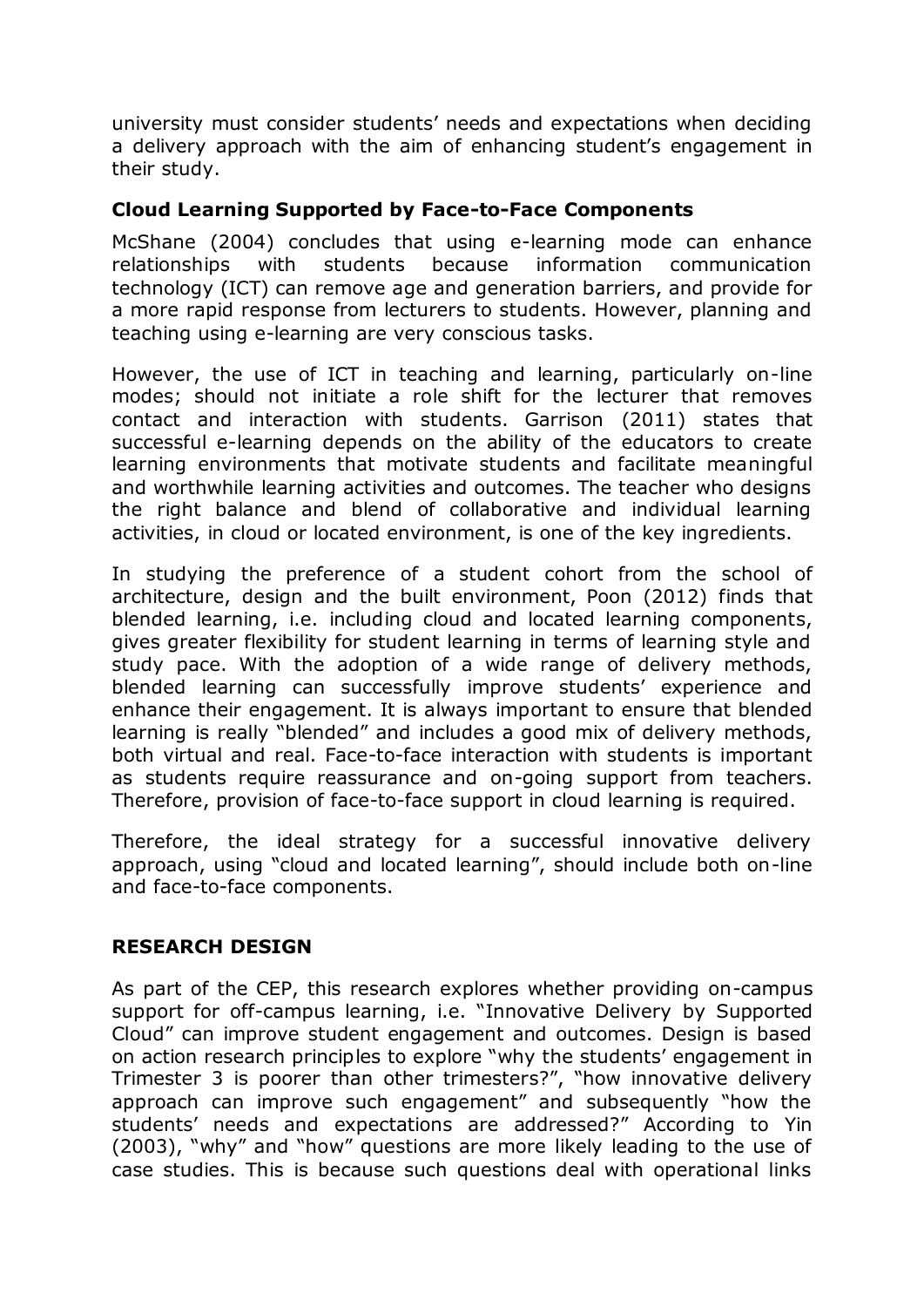university must consider students' needs and expectations when deciding a delivery approach with the aim of enhancing student's engagement in their study.

## Cloud Learning Supported by Face-to-Face Components

McShane (2004) concludes that using e-learning mode can enhance relationships with students because information communication technology (ICT) can remove age and generation barriers, and provide for a more rapid response from lecturers to students. However, planning and teaching using e-learning are very conscious tasks.

However, the use of ICT in teaching and learning, particularly on-line modes; should not initiate a role shift for the lecturer that removes contact and interaction with students. Garrison (2011) states that successful e-learning depends on the ability of the educators to create learning environments that motivate students and facilitate meaningful and worthwhile learning activities and outcomes. The teacher who designs the right balance and blend of collaborative and individual learning activities, in cloud or located environment, is one of the key ingredients.

In studying the preference of a student cohort from the school of architecture, design and the built environment, Poon (2012) finds that blended learning, i.e. including cloud and located learning components, gives greater flexibility for student learning in terms of learning style and study pace. With the adoption of a wide range of delivery methods, blended learning can successfully improve students' experience and enhance their engagement. It is always important to ensure that blended learning is really "blended" and includes a good mix of delivery methods, both virtual and real. Face-to-face interaction with students is important as students require reassurance and on-going support from teachers. Therefore, provision of face-to-face support in cloud learning is required.

Therefore, the ideal strategy for a successful innovative delivery approach, using "cloud and located learning", should include both on-line and face-to-face components.

# RESEARCH DESIGN

As part of the CEP, this research explores whether providing on-campus support for off-campus learning, i.e. "Innovative Delivery by Supported Cloud" can improve student engagement and outcomes. Design is based on action research principles to explore "why the students' engagement in Trimester 3 is poorer than other trimesters?", "how innovative delivery approach can improve such engagement" and subsequently "how the students' needs and expectations are addressed?" According to Yin (2003), "why" and "how" questions are more likely leading to the use of case studies. This is because such questions deal with operational links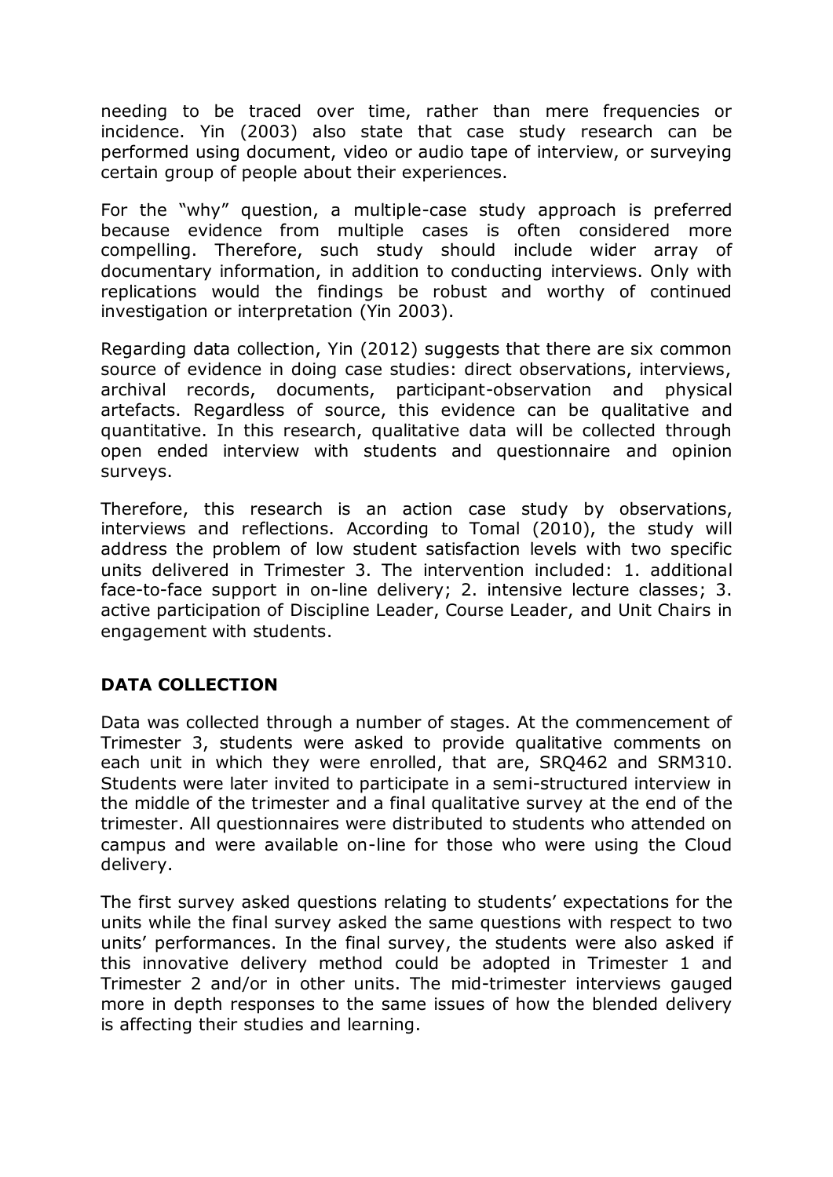needing to be traced over time, rather than mere frequencies or incidence. Yin (2003) also state that case study research can be performed using document, video or audio tape of interview, or surveying certain group of people about their experiences.

For the "why" question, a multiple-case study approach is preferred because evidence from multiple cases is often considered more compelling. Therefore, such study should include wider array of documentary information, in addition to conducting interviews. Only with replications would the findings be robust and worthy of continued investigation or interpretation (Yin 2003).

Regarding data collection, Yin (2012) suggests that there are six common source of evidence in doing case studies: direct observations, interviews, archival records, documents, participant-observation and physical artefacts. Regardless of source, this evidence can be qualitative and quantitative. In this research, qualitative data will be collected through open ended interview with students and questionnaire and opinion surveys.

Therefore, this research is an action case study by observations, interviews and reflections. According to Tomal (2010), the study will address the problem of low student satisfaction levels with two specific units delivered in Trimester 3. The intervention included: 1. additional face-to-face support in on-line delivery; 2. intensive lecture classes; 3. active participation of Discipline Leader, Course Leader, and Unit Chairs in engagement with students.

## DATA COLLECTION

Data was collected through a number of stages. At the commencement of Trimester 3, students were asked to provide qualitative comments on each unit in which they were enrolled, that are, SRQ462 and SRM310. Students were later invited to participate in a semi-structured interview in the middle of the trimester and a final qualitative survey at the end of the trimester. All questionnaires were distributed to students who attended on campus and were available on-line for those who were using the Cloud delivery.

The first survey asked questions relating to students' expectations for the units while the final survey asked the same questions with respect to two units' performances. In the final survey, the students were also asked if this innovative delivery method could be adopted in Trimester 1 and Trimester 2 and/or in other units. The mid-trimester interviews gauged more in depth responses to the same issues of how the blended delivery is affecting their studies and learning.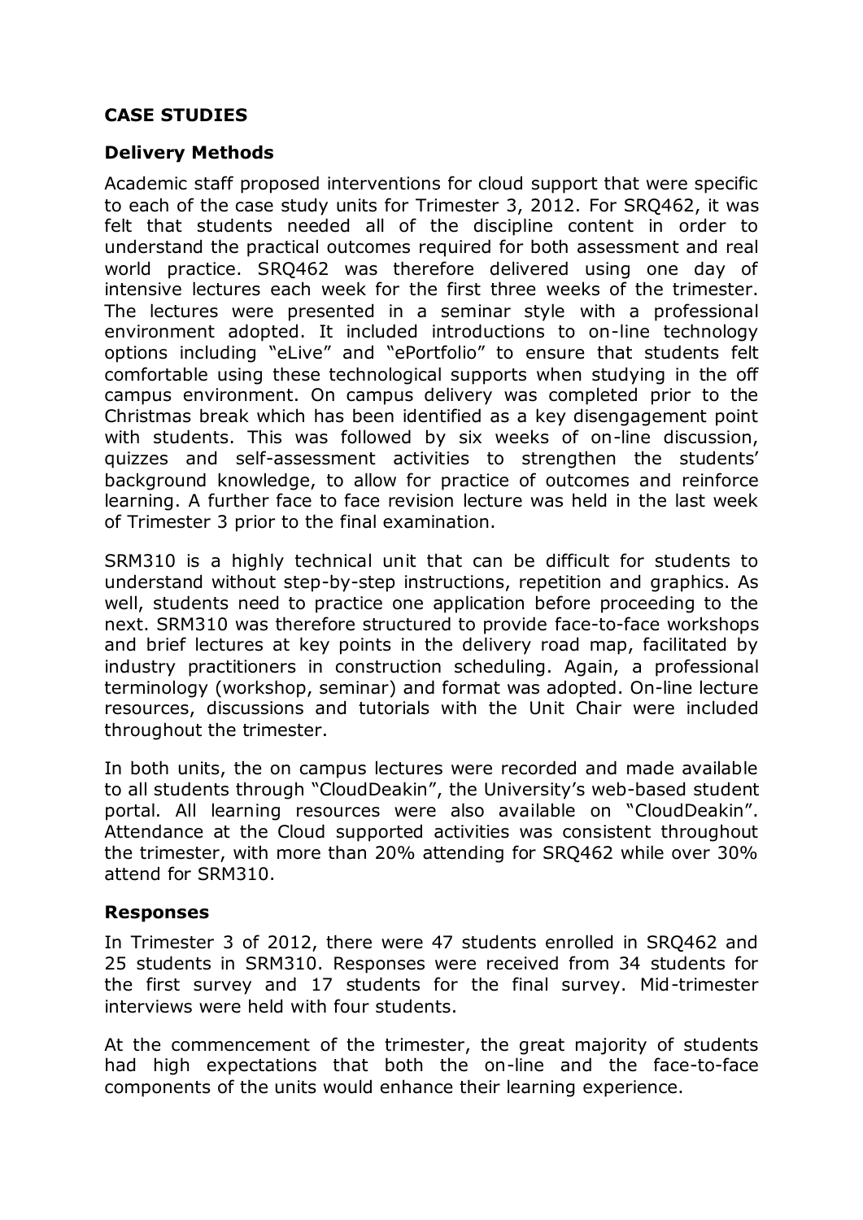## CASE STUDIES

### Delivery Methods

Academic staff proposed interventions for cloud support that were specific to each of the case study units for Trimester 3, 2012. For SRQ462, it was felt that students needed all of the discipline content in order to understand the practical outcomes required for both assessment and real world practice. SRQ462 was therefore delivered using one day of intensive lectures each week for the first three weeks of the trimester. The lectures were presented in a seminar style with a professional environment adopted. It included introductions to on-line technology options including "eLive" and "ePortfolio" to ensure that students felt comfortable using these technological supports when studying in the off campus environment. On campus delivery was completed prior to the Christmas break which has been identified as a key disengagement point with students. This was followed by six weeks of on-line discussion, quizzes and self-assessment activities to strengthen the students' background knowledge, to allow for practice of outcomes and reinforce learning. A further face to face revision lecture was held in the last week of Trimester 3 prior to the final examination.

SRM310 is a highly technical unit that can be difficult for students to understand without step-by-step instructions, repetition and graphics. As well, students need to practice one application before proceeding to the next. SRM310 was therefore structured to provide face-to-face workshops and brief lectures at key points in the delivery road map, facilitated by industry practitioners in construction scheduling. Again, a professional terminology (workshop, seminar) and format was adopted. On-line lecture resources, discussions and tutorials with the Unit Chair were included throughout the trimester.

In both units, the on campus lectures were recorded and made available to all students through "CloudDeakin", the University's web-based student portal. All learning resources were also available on "CloudDeakin". Attendance at the Cloud supported activities was consistent throughout the trimester, with more than 20% attending for SRQ462 while over 30% attend for SRM310.

### Responses

In Trimester 3 of 2012, there were 47 students enrolled in SRQ462 and 25 students in SRM310. Responses were received from 34 students for the first survey and 17 students for the final survey. Mid-trimester interviews were held with four students.

At the commencement of the trimester, the great majority of students had high expectations that both the on-line and the face-to-face components of the units would enhance their learning experience.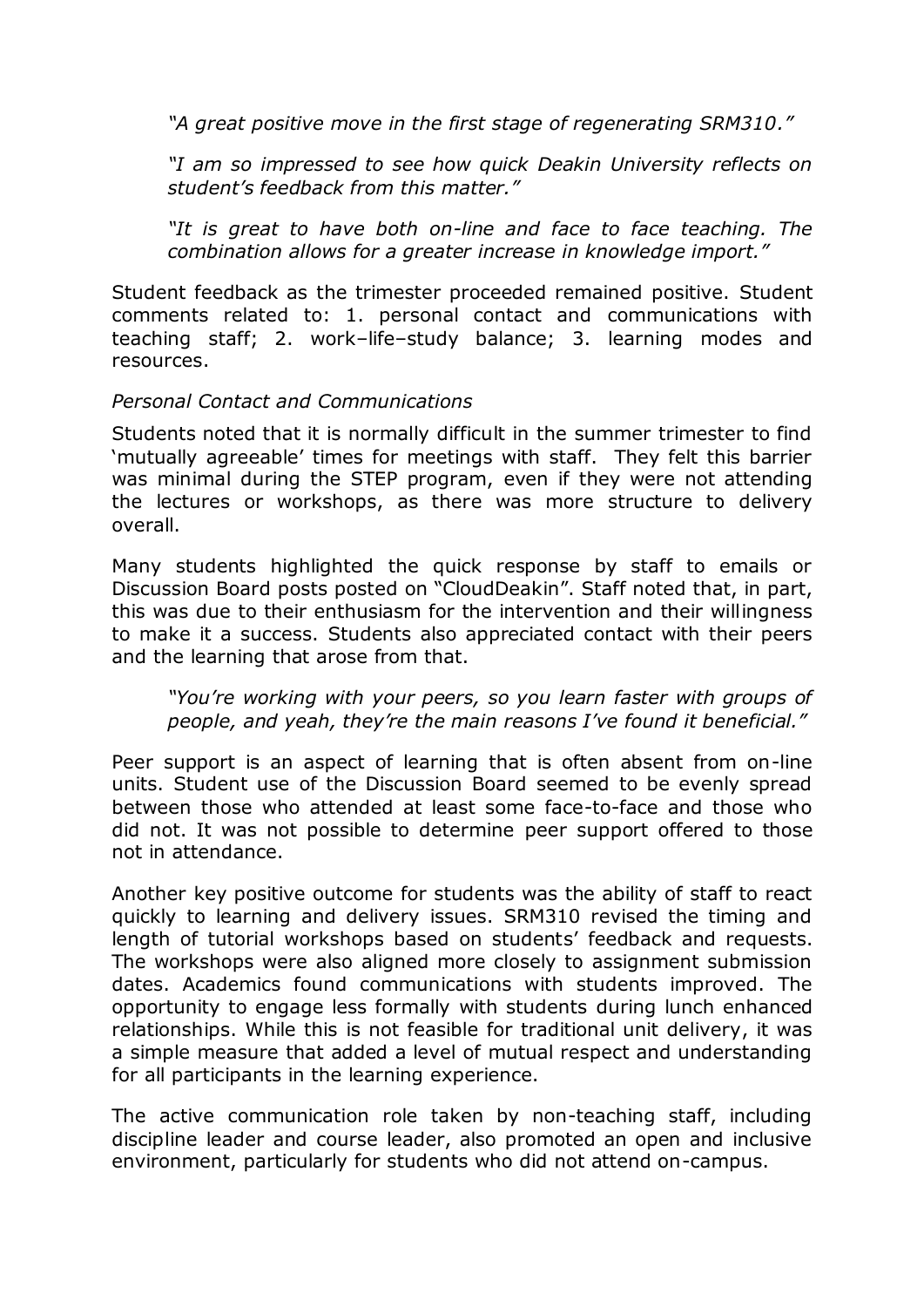> *"A great positive move in the first stage of regenerating SRM310."*
>
> *"I am so impressed to see how quick Deakin University reflects on student's feedback from this matter."*
>
> *"It is great to have both on-line and face to face teaching. The combination allows for a greater increase in knowledge import."*

Student feedback as the trimester proceeded remained positive. Student comments related to: 1. personal contact and communications with teaching staff; 2. work–life–study balance; 3. learning modes and resources.

*Personal Contact and Communications*

Students noted that it is normally difficult in the summer trimester to find 'mutually agreeable' times for meetings with staff. They felt this barrier was minimal during the STEP program, even if they were not attending the lectures or workshops, as there was more structure to delivery overall.

Many students highlighted the quick response by staff to emails or Discussion Board posts posted on "CloudDeakin". Staff noted that, in part, this was due to their enthusiasm for the intervention and their willingness to make it a success. Students also appreciated contact with their peers and the learning that arose from that.

> *"You're working with your peers, so you learn faster with groups of people, and yeah, they're the main reasons I've found it beneficial."*

Peer support is an aspect of learning that is often absent from on-line units. Student use of the Discussion Board seemed to be evenly spread between those who attended at least some face-to-face and those who did not. It was not possible to determine peer support offered to those not in attendance.

Another key positive outcome for students was the ability of staff to react quickly to learning and delivery issues. SRM310 revised the timing and length of tutorial workshops based on students' feedback and requests. The workshops were also aligned more closely to assignment submission dates. Academics found communications with students improved. The opportunity to engage less formally with students during lunch enhanced relationships. While this is not feasible for traditional unit delivery, it was a simple measure that added a level of mutual respect and understanding for all participants in the learning experience.

The active communication role taken by non-teaching staff, including discipline leader and course leader, also promoted an open and inclusive environment, particularly for students who did not attend on-campus.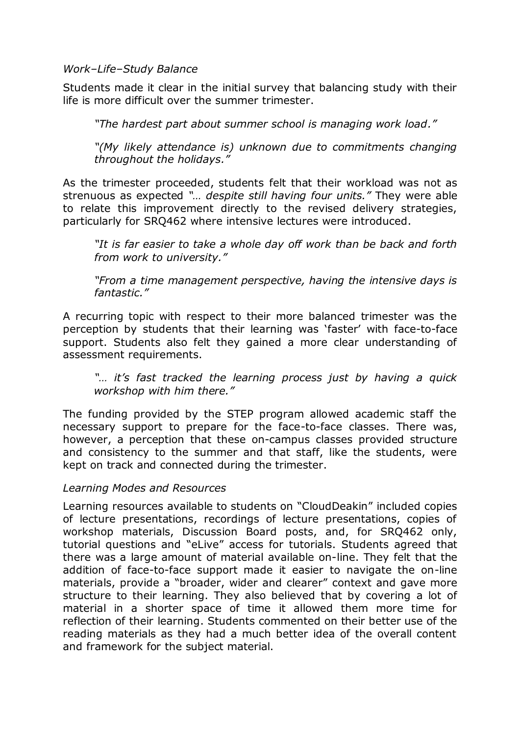*Work–Life–Study Balance*

Students made it clear in the initial survey that balancing study with their life is more difficult over the summer trimester.

> *"The hardest part about summer school is managing work load."*

> *"(My likely attendance is) unknown due to commitments changing throughout the holidays."*

As the trimester proceeded, students felt that their workload was not as strenuous as expected *"… despite still having four units."* They were able to relate this improvement directly to the revised delivery strategies, particularly for SRQ462 where intensive lectures were introduced.

> *"It is far easier to take a whole day off work than be back and forth from work to university."*

> *"From a time management perspective, having the intensive days is fantastic."*

A recurring topic with respect to their more balanced trimester was the perception by students that their learning was 'faster' with face-to-face support. Students also felt they gained a more clear understanding of assessment requirements.

> *"… it's fast tracked the learning process just by having a quick workshop with him there."*

The funding provided by the STEP program allowed academic staff the necessary support to prepare for the face-to-face classes. There was, however, a perception that these on-campus classes provided structure and consistency to the summer and that staff, like the students, were kept on track and connected during the trimester.

*Learning Modes and Resources*

Learning resources available to students on "CloudDeakin" included copies of lecture presentations, recordings of lecture presentations, copies of workshop materials, Discussion Board posts, and, for SRQ462 only, tutorial questions and "eLive" access for tutorials. Students agreed that there was a large amount of material available on-line. They felt that the addition of face-to-face support made it easier to navigate the on-line materials, provide a "broader, wider and clearer" context and gave more structure to their learning. They also believed that by covering a lot of material in a shorter space of time it allowed them more time for reflection of their learning. Students commented on their better use of the reading materials as they had a much better idea of the overall content and framework for the subject material.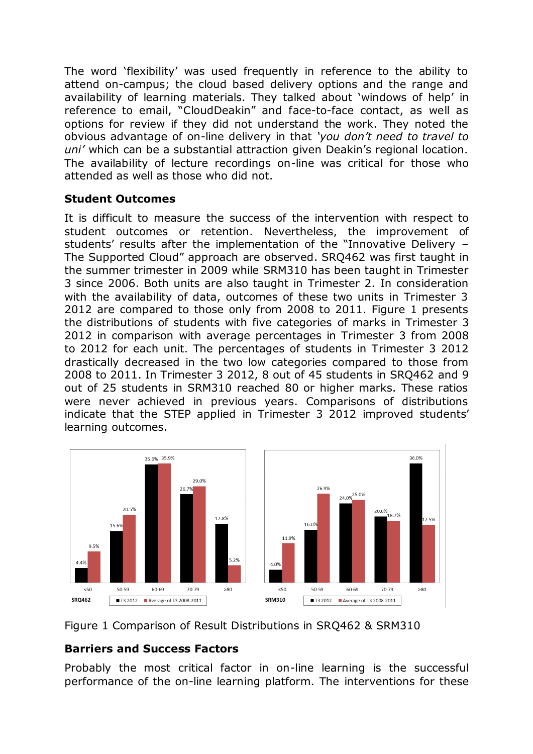The word 'flexibility' was used frequently in reference to the ability to attend on-campus; the cloud based delivery options and the range and availability of learning materials. They talked about 'windows of help' in reference to email, "CloudDeakin" and face-to-face contact, as well as options for review if they did not understand the work. They noted the obvious advantage of on-line delivery in that *'you don't need to travel to uni'* which can be a substantial attraction given Deakin's regional location. The availability of lecture recordings on-line was critical for those who attended as well as those who did not.

### Student Outcomes

It is difficult to measure the success of the intervention with respect to student outcomes or retention. Nevertheless, the improvement of students' results after the implementation of the "Innovative Delivery – The Supported Cloud" approach are observed. SRQ462 was first taught in the summer trimester in 2009 while SRM310 has been taught in Trimester 3 since 2006. Both units are also taught in Trimester 2. In consideration with the availability of data, outcomes of these two units in Trimester 3 2012 are compared to those only from 2008 to 2011. Figure 1 presents the distributions of students with five categories of marks in Trimester 3 2012 in comparison with average percentages in Trimester 3 from 2008 to 2012 for each unit. The percentages of students in Trimester 3 2012 drastically decreased in the two low categories compared to those from 2008 to 2011. In Trimester 3 2012, 8 out of 45 students in SRQ462 and 9 out of 25 students in SRM310 reached 80 or higher marks. These ratios were never achieved in previous years. Comparisons of distributions indicate that the STEP applied in Trimester 3 2012 improved students' learning outcomes.

**SRQ462**

| Marks | T3 2012 | Average of T3 2008-2011 |
|---|---|---|
| <50 | 4.4% | 9.5% |
| 50-59 | 15.6% | 20.5% |
| 60-69 | 35.6% | 35.9% |
| 70-79 | 26.7% | 29.0% |
| ≥80 | 17.8% | 5.2% |

**SRM310**

| Marks | T3 2012 | Average of T3 2008-2011 |
|---|---|---|
| <50 | 4.0% | 11.9% |
| 50-59 | 16.0% | 26.9% |
| 60-69 | 24.0% | 25.0% |
| 70-79 | 20.0% | 18.7% |
| ≥80 | 36.0% | 17.5% |

Figure 1 Comparison of Result Distributions in SRQ462 & SRM310

### Barriers and Success Factors

Probably the most critical factor in on-line learning is the successful performance of the on-line learning platform. The interventions for these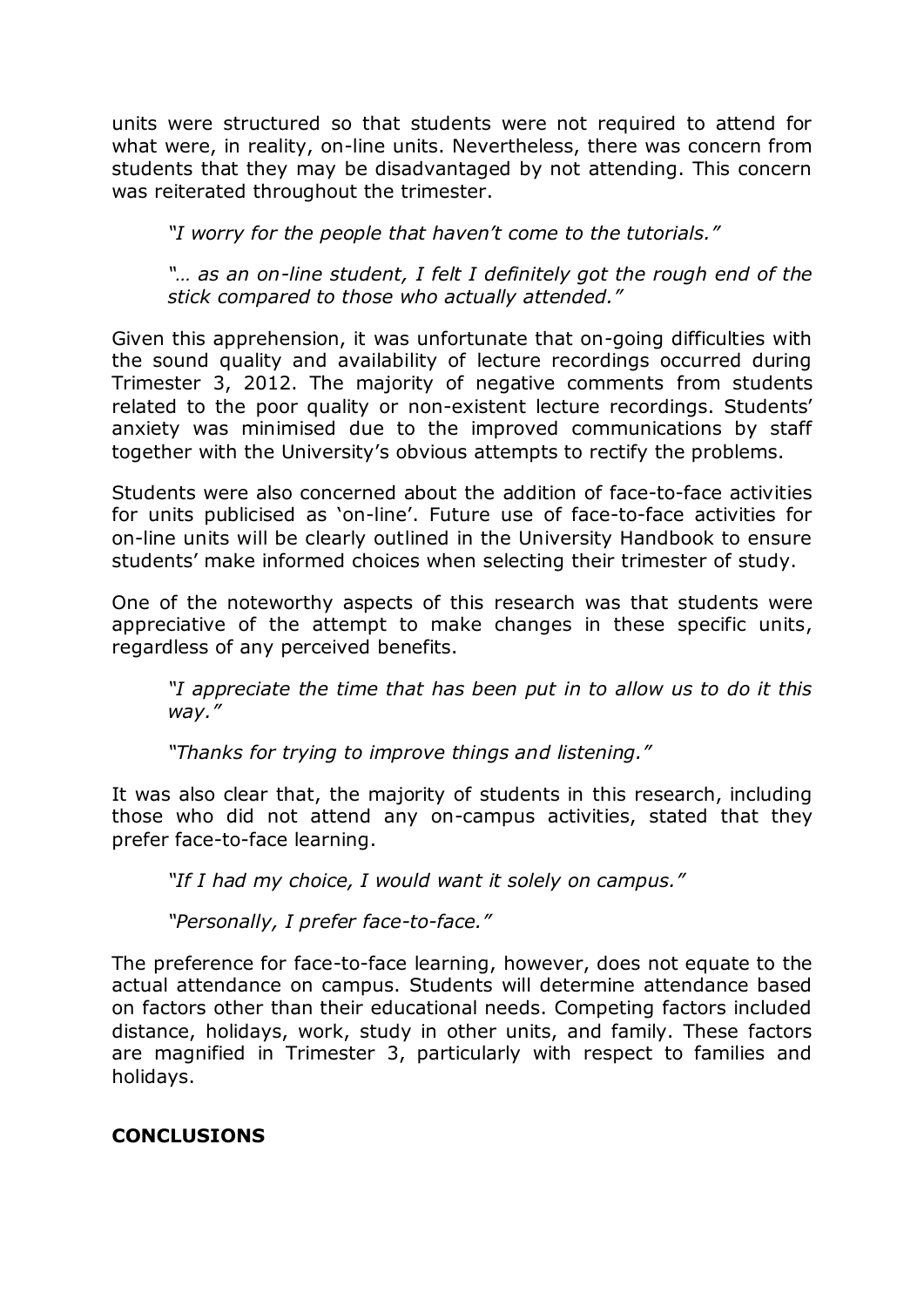units were structured so that students were not required to attend for what were, in reality, on-line units. Nevertheless, there was concern from students that they may be disadvantaged by not attending. This concern was reiterated throughout the trimester.

> *"I worry for the people that haven't come to the tutorials."*

> *"… as an on-line student, I felt I definitely got the rough end of the stick compared to those who actually attended."*

Given this apprehension, it was unfortunate that on-going difficulties with the sound quality and availability of lecture recordings occurred during Trimester 3, 2012. The majority of negative comments from students related to the poor quality or non-existent lecture recordings. Students' anxiety was minimised due to the improved communications by staff together with the University's obvious attempts to rectify the problems.

Students were also concerned about the addition of face-to-face activities for units publicised as 'on-line'. Future use of face-to-face activities for on-line units will be clearly outlined in the University Handbook to ensure students' make informed choices when selecting their trimester of study.

One of the noteworthy aspects of this research was that students were appreciative of the attempt to make changes in these specific units, regardless of any perceived benefits.

> *"I appreciate the time that has been put in to allow us to do it this way."*

> *"Thanks for trying to improve things and listening."*

It was also clear that, the majority of students in this research, including those who did not attend any on-campus activities, stated that they prefer face-to-face learning.

> *"If I had my choice, I would want it solely on campus."*

> *"Personally, I prefer face-to-face."*

The preference for face-to-face learning, however, does not equate to the actual attendance on campus. Students will determine attendance based on factors other than their educational needs. Competing factors included distance, holidays, work, study in other units, and family. These factors are magnified in Trimester 3, particularly with respect to families and holidays.

## CONCLUSIONS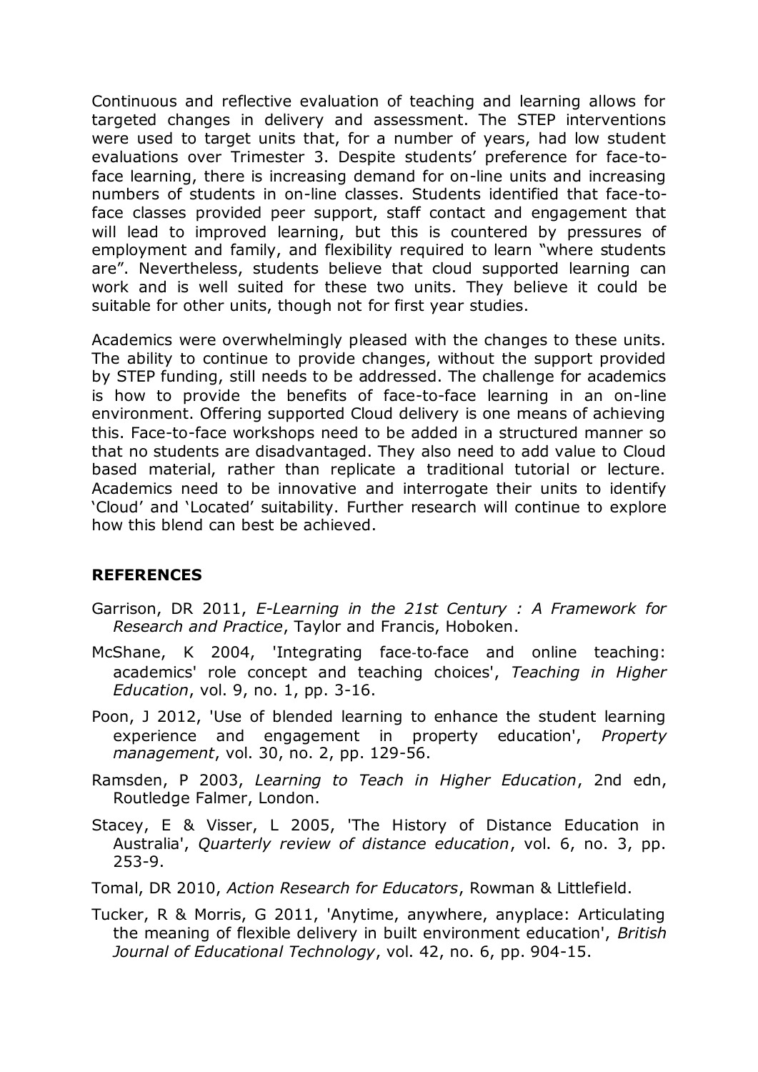Continuous and reflective evaluation of teaching and learning allows for targeted changes in delivery and assessment. The STEP interventions were used to target units that, for a number of years, had low student evaluations over Trimester 3. Despite students' preference for face-to-face learning, there is increasing demand for on-line units and increasing numbers of students in on-line classes. Students identified that face-to-face classes provided peer support, staff contact and engagement that will lead to improved learning, but this is countered by pressures of employment and family, and flexibility required to learn "where students are". Nevertheless, students believe that cloud supported learning can work and is well suited for these two units. They believe it could be suitable for other units, though not for first year studies.

Academics were overwhelmingly pleased with the changes to these units. The ability to continue to provide changes, without the support provided by STEP funding, still needs to be addressed. The challenge for academics is how to provide the benefits of face-to-face learning in an on-line environment. Offering supported Cloud delivery is one means of achieving this. Face-to-face workshops need to be added in a structured manner so that no students are disadvantaged. They also need to add value to Cloud based material, rather than replicate a traditional tutorial or lecture. Academics need to be innovative and interrogate their units to identify 'Cloud' and 'Located' suitability. Further research will continue to explore how this blend can best be achieved.

## REFERENCES

Garrison, DR 2011, *E-Learning in the 21st Century : A Framework for Research and Practice*, Taylor and Francis, Hoboken.

McShane, K 2004, 'Integrating face-to-face and online teaching: academics' role concept and teaching choices', *Teaching in Higher Education*, vol. 9, no. 1, pp. 3-16.

Poon, J 2012, 'Use of blended learning to enhance the student learning experience and engagement in property education', *Property management*, vol. 30, no. 2, pp. 129-56.

Ramsden, P 2003, *Learning to Teach in Higher Education*, 2nd edn, Routledge Falmer, London.

Stacey, E & Visser, L 2005, 'The History of Distance Education in Australia', *Quarterly review of distance education*, vol. 6, no. 3, pp. 253-9.

Tomal, DR 2010, *Action Research for Educators*, Rowman & Littlefield.

Tucker, R & Morris, G 2011, 'Anytime, anywhere, anyplace: Articulating the meaning of flexible delivery in built environment education', *British Journal of Educational Technology*, vol. 42, no. 6, pp. 904-15.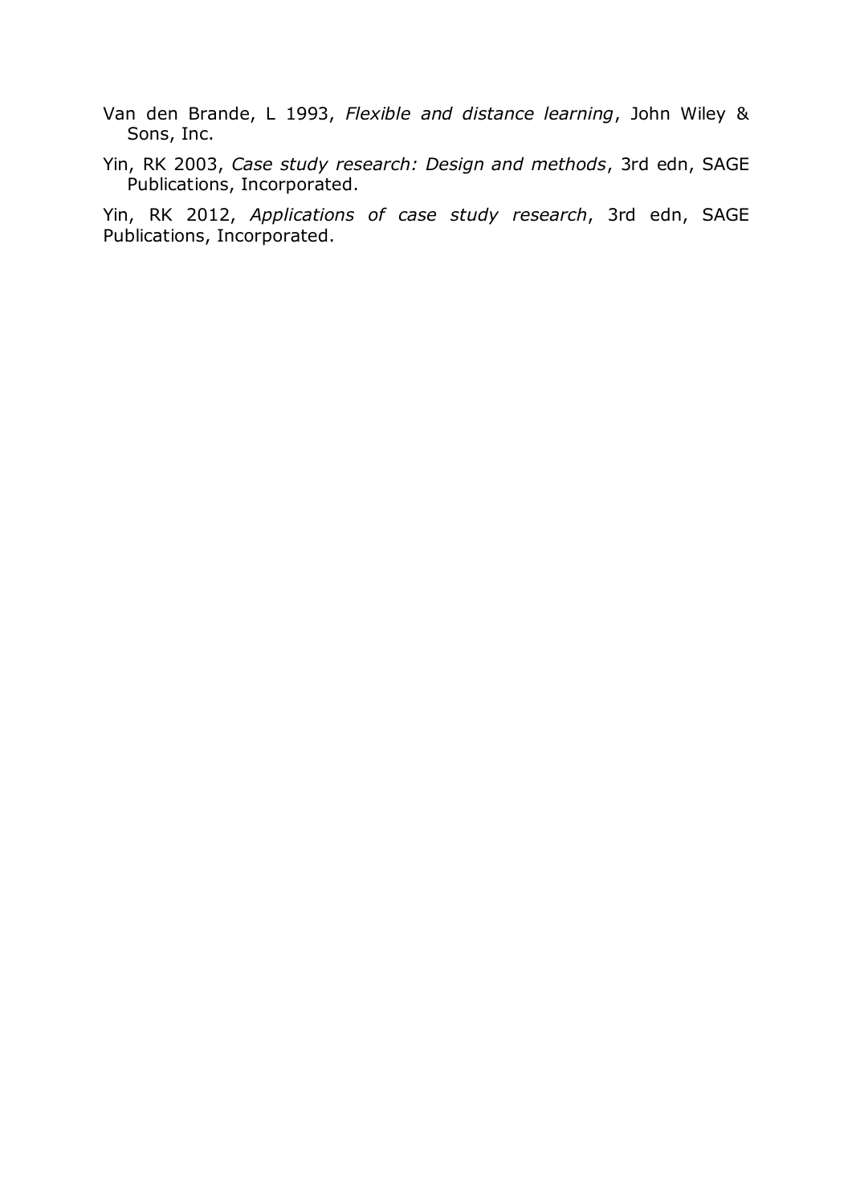Van den Brande, L 1993, *Flexible and distance learning*, John Wiley & Sons, Inc.

Yin, RK 2003, *Case study research: Design and methods*, 3rd edn, SAGE Publications, Incorporated.

Yin, RK 2012, *Applications of case study research*, 3rd edn, SAGE Publications, Incorporated.